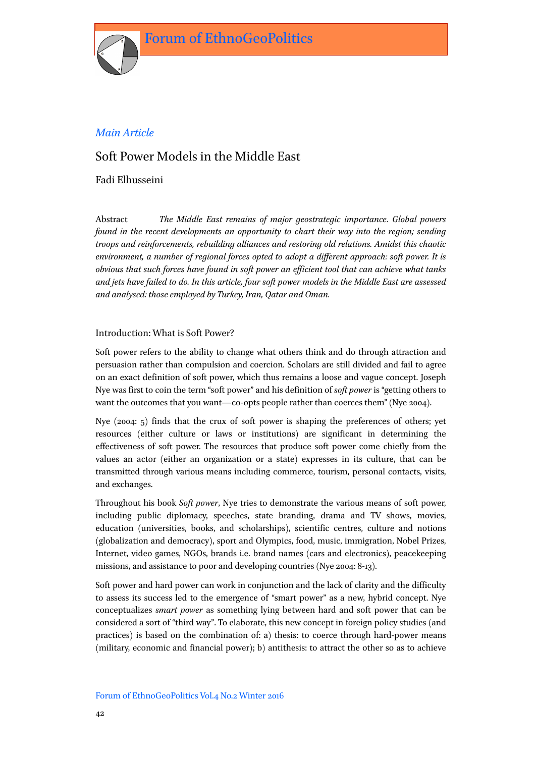*Main Article*

# Soft Power Models in the Middle East

Fadi Elhusseini

Abstract *The Middle East remains of major geostrategic importance. Global powers found in the recent developments an opportunity to chart their way into the region; sending troops and reinforcements, rebuilding alliances and restoring old relations. Amidst this chaotic environment, a number of regional forces opted to adopt a different approach: soft power. It is obvious that such forces have found in soft power an efficient tool that can achieve what tanks and jets have failed to do. In this article, four soft power models in the Middle East are assessed and analysed: those employed by Turkey, Iran, Qatar and Oman.*

## Introduction: What is Soft Power?

Soft power refers to the ability to change what others think and do through attraction and persuasion rather than compulsion and coercion. Scholars are still divided and fail to agree on an exact definition of soft power, which thus remains a loose and vague concept. Joseph Nye was first to coin the term "soft power" and his definition of *soft power* is "getting others to want the outcomes that you want—co-opts people rather than coerces them" (Nye 2004).

Nye (2004: 5) finds that the crux of soft power is shaping the preferences of others; yet resources (either culture or laws or institutions) are significant in determining the effectiveness of soft power. The resources that produce soft power come chiefly from the values an actor (either an organization or a state) expresses in its culture, that can be transmitted through various means including commerce, tourism, personal contacts, visits, and exchanges.

Throughout his book *Soft power*, Nye tries to demonstrate the various means of soft power, including public diplomacy, speeches, state branding, drama and TV shows, movies, education (universities, books, and scholarships), scientific centres, culture and notions (globalization and democracy), sport and Olympics, food, music, immigration, Nobel Prizes, Internet, video games, NGOs, brands i.e. brand names (cars and electronics), peacekeeping missions, and assistance to poor and developing countries (Nye 2004: 8-13).

Soft power and hard power can work in conjunction and the lack of clarity and the difficulty to assess its success led to the emergence of "smart power" as a new, hybrid concept. Nye conceptualizes *smart power* as something lying between hard and soft power that can be considered a sort of "third way". To elaborate, this new concept in foreign policy studies (and practices) is based on the combination of: a) thesis: to coerce through hard-power means (military, economic and financial power); b) antithesis: to attract the other so as to achieve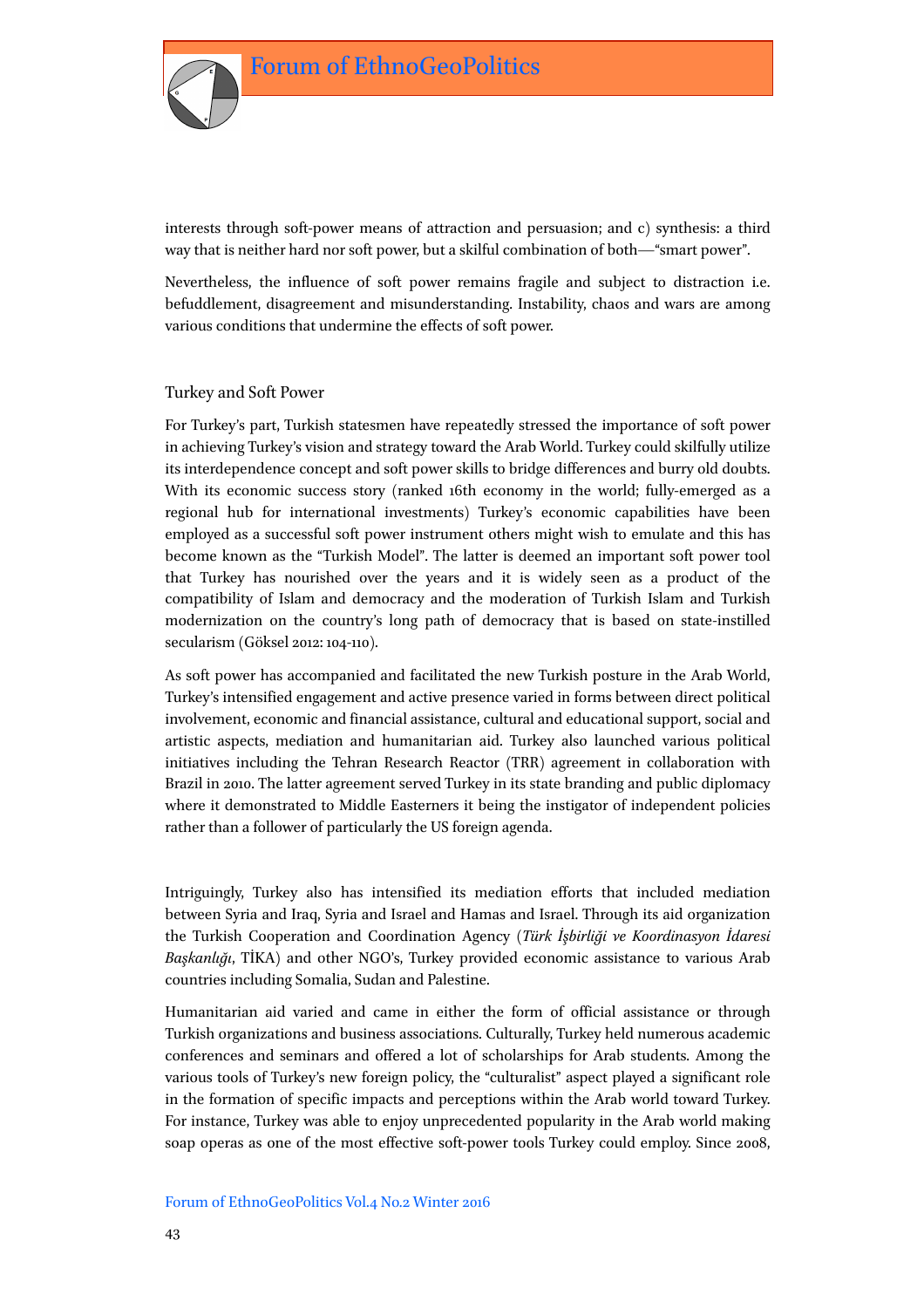interests through soft-power means of attraction and persuasion; and c) synthesis: a third way that is neither hard nor soft power, but a skilful combination of both—"smart power".

Nevertheless, the influence of soft power remains fragile and subject to distraction i.e. befuddlement, disagreement and misunderstanding. Instability, chaos and wars are among various conditions that undermine the effects of soft power.

## Turkey and Soft Power

For Turkey's part, Turkish statesmen have repeatedly stressed the importance of soft power in achieving Turkey's vision and strategy toward the Arab World. Turkey could skilfully utilize its interdependence concept and soft power skills to bridge differences and burry old doubts. With its economic success story (ranked 16th economy in the world; fully-emerged as a regional hub for international investments) Turkey's economic capabilities have been employed as a successful soft power instrument others might wish to emulate and this has become known as the "Turkish Model". The latter is deemed an important soft power tool that Turkey has nourished over the years and it is widely seen as a product of the compatibility of Islam and democracy and the moderation of Turkish Islam and Turkish modernization on the country's long path of democracy that is based on state-instilled secularism (Göksel 2012: 104-110).

As soft power has accompanied and facilitated the new Turkish posture in the Arab World, Turkey's intensified engagement and active presence varied in forms between direct political involvement, economic and financial assistance, cultural and educational support, social and artistic aspects, mediation and humanitarian aid. Turkey also launched various political initiatives including the Tehran Research Reactor (TRR) agreement in collaboration with Brazil in 2010. The latter agreement served Turkey in its state branding and public diplomacy where it demonstrated to Middle Easterners it being the instigator of independent policies rather than a follower of particularly the US foreign agenda.

Intriguingly, Turkey also has intensified its mediation efforts that included mediation between Syria and Iraq, Syria and Israel and Hamas and Israel. Through its aid organization the Turkish Cooperation and Coordination Agency (*Türk İşbirliği ve Koordinasyon İdaresi Başkanlığı*, TİKA) and other NGO's, Turkey provided economic assistance to various Arab countries including Somalia, Sudan and Palestine.

Humanitarian aid varied and came in either the form of official assistance or through Turkish organizations and business associations. Culturally, Turkey held numerous academic conferences and seminars and offered a lot of scholarships for Arab students. Among the various tools of Turkey's new foreign policy, the "culturalist" aspect played a significant role in the formation of specific impacts and perceptions within the Arab world toward Turkey. For instance, Turkey was able to enjoy unprecedented popularity in the Arab world making soap operas as one of the most effective soft-power tools Turkey could employ. Since 2008,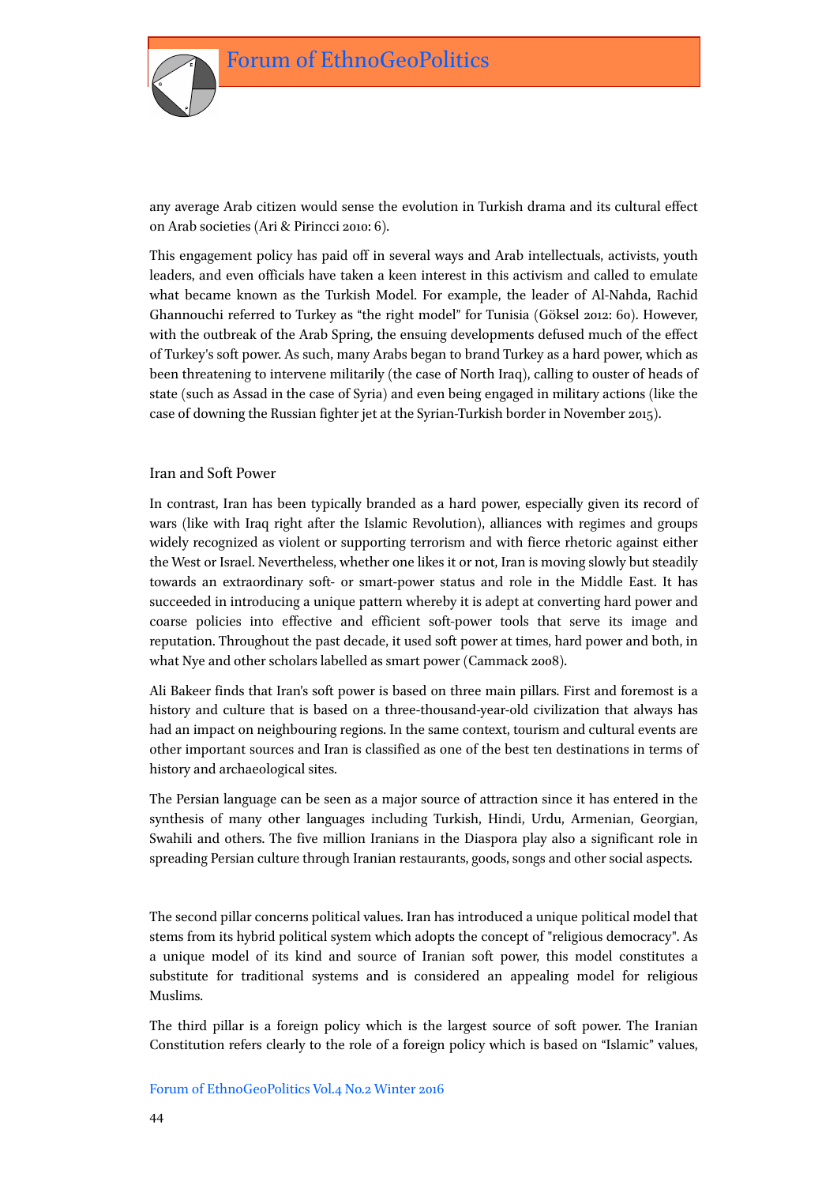any average Arab citizen would sense the evolution in Turkish drama and its cultural effect on Arab societies (Ari & Pirincci 2010: 6).

This engagement policy has paid off in several ways and Arab intellectuals, activists, youth leaders, and even officials have taken a keen interest in this activism and called to emulate what became known as the Turkish Model. For example, the leader of Al-Nahda, Rachid Ghannouchi referred to Turkey as "the right model" for Tunisia (Göksel 2012: 60). However, with the outbreak of the Arab Spring, the ensuing developments defused much of the effect of Turkey's soft power. As such, many Arabs began to brand Turkey as a hard power, which as been threatening to intervene militarily (the case of North Iraq), calling to ouster of heads of state (such as Assad in the case of Syria) and even being engaged in military actions (like the case of downing the Russian fighter jet at the Syrian-Turkish border in November 2015).

## Iran and Soft Power

In contrast, Iran has been typically branded as a hard power, especially given its record of wars (like with Iraq right after the Islamic Revolution), alliances with regimes and groups widely recognized as violent or supporting terrorism and with fierce rhetoric against either the West or Israel. Nevertheless, whether one likes it or not, Iran is moving slowly but steadily towards an extraordinary soft- or smart-power status and role in the Middle East. It has succeeded in introducing a unique pattern whereby it is adept at converting hard power and coarse policies into effective and efficient soft-power tools that serve its image and reputation. Throughout the past decade, it used soft power at times, hard power and both, in what Nye and other scholars labelled as smart power (Cammack 2008).

Ali Bakeer finds that Iran's soft power is based on three main pillars. First and foremost is a history and culture that is based on a three-thousand-year-old civilization that always has had an impact on neighbouring regions. In the same context, tourism and cultural events are other important sources and Iran is classified as one of the best ten destinations in terms of history and archaeological sites.

The Persian language can be seen as a major source of attraction since it has entered in the synthesis of many other languages including Turkish, Hindi, Urdu, Armenian, Georgian, Swahili and others. The five million Iranians in the Diaspora play also a significant role in spreading Persian culture through Iranian restaurants, goods, songs and other social aspects.

The second pillar concerns political values. Iran has introduced a unique political model that stems from its hybrid political system which adopts the concept of "religious democracy". As a unique model of its kind and source of Iranian soft power, this model constitutes a substitute for traditional systems and is considered an appealing model for religious Muslims.

The third pillar is a foreign policy which is the largest source of soft power. The Iranian Constitution refers clearly to the role of a foreign policy which is based on "Islamic" values,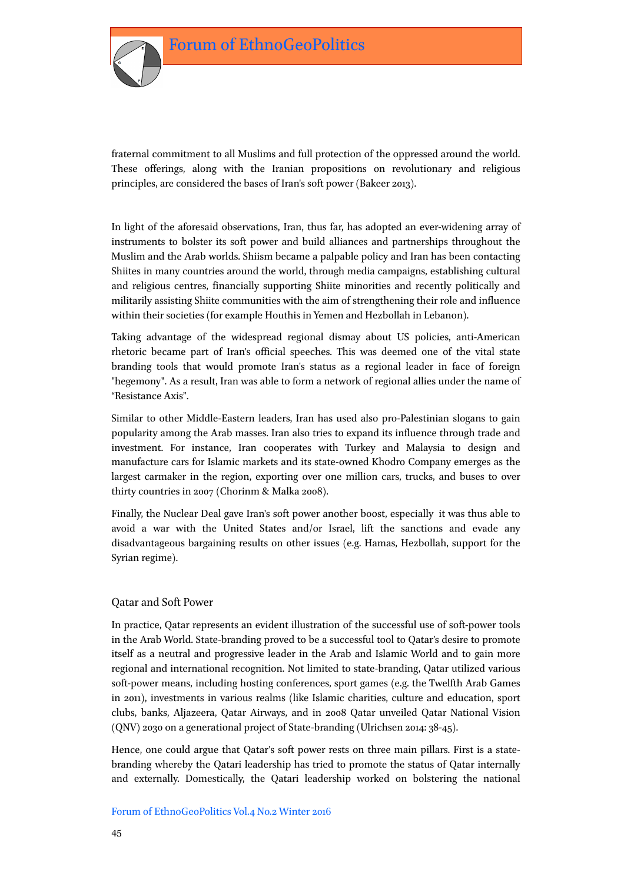fraternal commitment to all Muslims and full protection of the oppressed around the world. These offerings, along with the Iranian propositions on revolutionary and religious principles, are considered the bases of Iran's soft power (Bakeer 2013).

In light of the aforesaid observations, Iran, thus far, has adopted an ever-widening array of instruments to bolster its soft power and build alliances and partnerships throughout the Muslim and the Arab worlds. Shiism became a palpable policy and Iran has been contacting Shiites in many countries around the world, through media campaigns, establishing cultural and religious centres, financially supporting Shiite minorities and recently politically and militarily assisting Shiite communities with the aim of strengthening their role and influence within their societies (for example Houthis in Yemen and Hezbollah in Lebanon).

Taking advantage of the widespread regional dismay about US policies, anti-American rhetoric became part of Iran's official speeches. This was deemed one of the vital state branding tools that would promote Iran's status as a regional leader in face of foreign "hegemony". As a result, Iran was able to form a network of regional allies under the name of "Resistance Axis".

Similar to other Middle-Eastern leaders, Iran has used also pro-Palestinian slogans to gain popularity among the Arab masses. Iran also tries to expand its influence through trade and investment. For instance, Iran cooperates with Turkey and Malaysia to design and manufacture cars for Islamic markets and its state-owned Khodro Company emerges as the largest carmaker in the region, exporting over one million cars, trucks, and buses to over thirty countries in 2007 (Chorinm & Malka 2008).

Finally, the Nuclear Deal gave Iran's soft power another boost, especially it was thus able to avoid a war with the United States and/or Israel, lift the sanctions and evade any disadvantageous bargaining results on other issues (e.g. Hamas, Hezbollah, support for the Syrian regime).

## Qatar and Soft Power

In practice, Qatar represents an evident illustration of the successful use of soft-power tools in the Arab World. State-branding proved to be a successful tool to Qatar's desire to promote itself as a neutral and progressive leader in the Arab and Islamic World and to gain more regional and international recognition. Not limited to state-branding, Qatar utilized various soft-power means, including hosting conferences, sport games (e.g. the Twelfth Arab Games in 2011), investments in various realms (like Islamic charities, culture and education, sport clubs, banks, Aljazeera, Qatar Airways, and in 2008 Qatar unveiled Qatar National Vision (QNV) 2030 on a generational project of State-branding (Ulrichsen 2014: 38-45).

Hence, one could argue that Qatar's soft power rests on three main pillars. First is a state-branding whereby the Qatari leadership has tried to promote the status of Qatar internally and externally. Domestically, the Qatari leadership worked on bolstering the national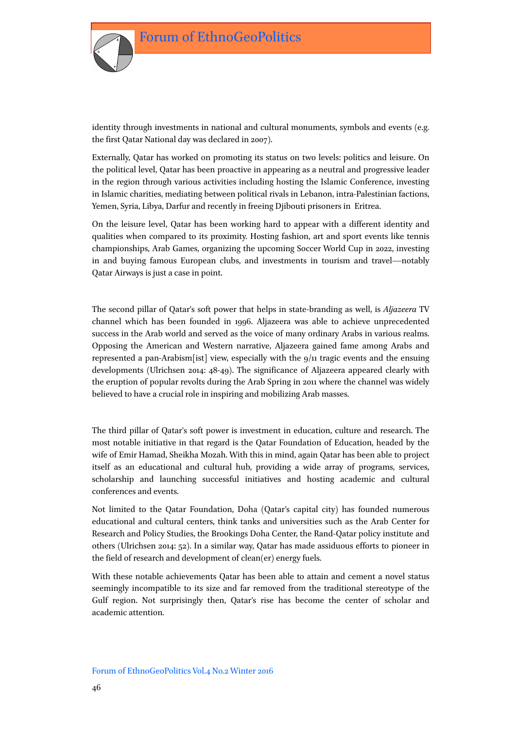identity through investments in national and cultural monuments, symbols and events (e.g. the first Qatar National day was declared in 2007).

Externally, Qatar has worked on promoting its status on two levels: politics and leisure. On the political level, Qatar has been proactive in appearing as a neutral and progressive leader in the region through various activities including hosting the Islamic Conference, investing in Islamic charities, mediating between political rivals in Lebanon, intra-Palestinian factions, Yemen, Syria, Libya, Darfur and recently in freeing Djibouti prisoners in Eritrea.

On the leisure level, Qatar has been working hard to appear with a different identity and qualities when compared to its proximity. Hosting fashion, art and sport events like tennis championships, Arab Games, organizing the upcoming Soccer World Cup in 2022, investing in and buying famous European clubs, and investments in tourism and travel—notably Qatar Airways is just a case in point.

The second pillar of Qatar's soft power that helps in state-branding as well, is *Aljazeera* TV channel which has been founded in 1996. Aljazeera was able to achieve unprecedented success in the Arab world and served as the voice of many ordinary Arabs in various realms. Opposing the American and Western narrative, Aljazeera gained fame among Arabs and represented a pan-Arabism[ist] view, especially with the 9/11 tragic events and the ensuing developments (Ulrichsen 2014: 48-49). The significance of Aljazeera appeared clearly with the eruption of popular revolts during the Arab Spring in 2011 where the channel was widely believed to have a crucial role in inspiring and mobilizing Arab masses.

The third pillar of Qatar's soft power is investment in education, culture and research. The most notable initiative in that regard is the Qatar Foundation of Education, headed by the wife of Emir Hamad, Sheikha Mozah. With this in mind, again Qatar has been able to project itself as an educational and cultural hub, providing a wide array of programs, services, scholarship and launching successful initiatives and hosting academic and cultural conferences and events.

Not limited to the Qatar Foundation, Doha (Qatar's capital city) has founded numerous educational and cultural centers, think tanks and universities such as the Arab Center for Research and Policy Studies, the Brookings Doha Center, the Rand-Qatar policy institute and others (Ulrichsen 2014: 52). In a similar way, Qatar has made assiduous efforts to pioneer in the field of research and development of clean(er) energy fuels.

With these notable achievements Qatar has been able to attain and cement a novel status seemingly incompatible to its size and far removed from the traditional stereotype of the Gulf region. Not surprisingly then, Qatar's rise has become the center of scholar and academic attention.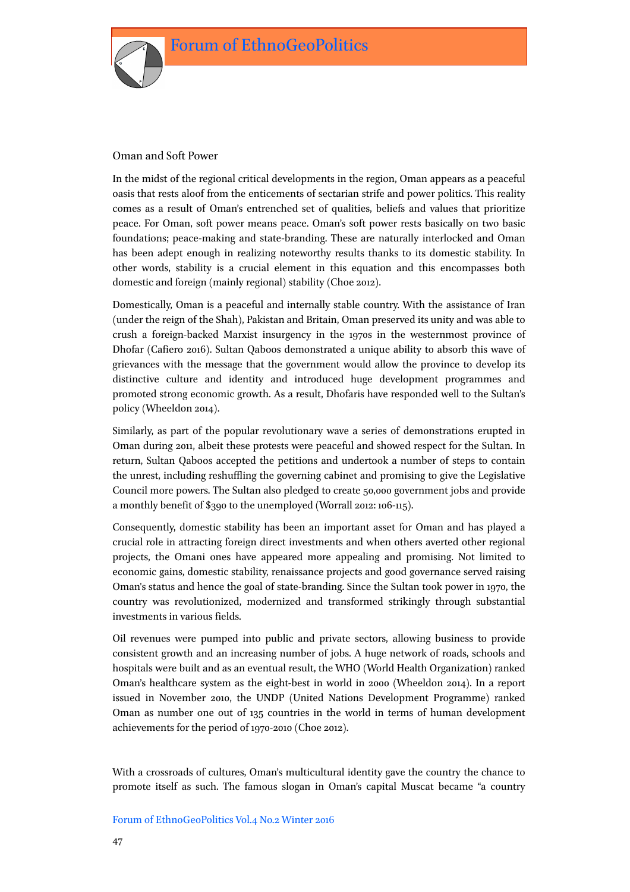## Oman and Soft Power

In the midst of the regional critical developments in the region, Oman appears as a peaceful oasis that rests aloof from the enticements of sectarian strife and power politics. This reality comes as a result of Oman's entrenched set of qualities, beliefs and values that prioritize peace. For Oman, soft power means peace. Oman's soft power rests basically on two basic foundations; peace-making and state-branding. These are naturally interlocked and Oman has been adept enough in realizing noteworthy results thanks to its domestic stability. In other words, stability is a crucial element in this equation and this encompasses both domestic and foreign (mainly regional) stability (Choe 2012).

Domestically, Oman is a peaceful and internally stable country. With the assistance of Iran (under the reign of the Shah), Pakistan and Britain, Oman preserved its unity and was able to crush a foreign-backed Marxist insurgency in the 1970s in the westernmost province of Dhofar (Cafiero 2016). Sultan Qaboos demonstrated a unique ability to absorb this wave of grievances with the message that the government would allow the province to develop its distinctive culture and identity and introduced huge development programmes and promoted strong economic growth. As a result, Dhofaris have responded well to the Sultan's policy (Wheeldon 2014).

Similarly, as part of the popular revolutionary wave a series of demonstrations erupted in Oman during 2011, albeit these protests were peaceful and showed respect for the Sultan. In return, Sultan Qaboos accepted the petitions and undertook a number of steps to contain the unrest, including reshuffling the governing cabinet and promising to give the Legislative Council more powers. The Sultan also pledged to create 50,000 government jobs and provide a monthly benefit of $390 to the unemployed (Worrall 2012: 106-115).

Consequently, domestic stability has been an important asset for Oman and has played a crucial role in attracting foreign direct investments and when others averted other regional projects, the Omani ones have appeared more appealing and promising. Not limited to economic gains, domestic stability, renaissance projects and good governance served raising Oman's status and hence the goal of state-branding. Since the Sultan took power in 1970, the country was revolutionized, modernized and transformed strikingly through substantial investments in various fields.

Oil revenues were pumped into public and private sectors, allowing business to provide consistent growth and an increasing number of jobs. A huge network of roads, schools and hospitals were built and as an eventual result, the WHO (World Health Organization) ranked Oman's healthcare system as the eight-best in world in 2000 (Wheeldon 2014). In a report issued in November 2010, the UNDP (United Nations Development Programme) ranked Oman as number one out of 135 countries in the world in terms of human development achievements for the period of 1970-2010 (Choe 2012).

With a crossroads of cultures, Oman's multicultural identity gave the country the chance to promote itself as such. The famous slogan in Oman's capital Muscat became "a country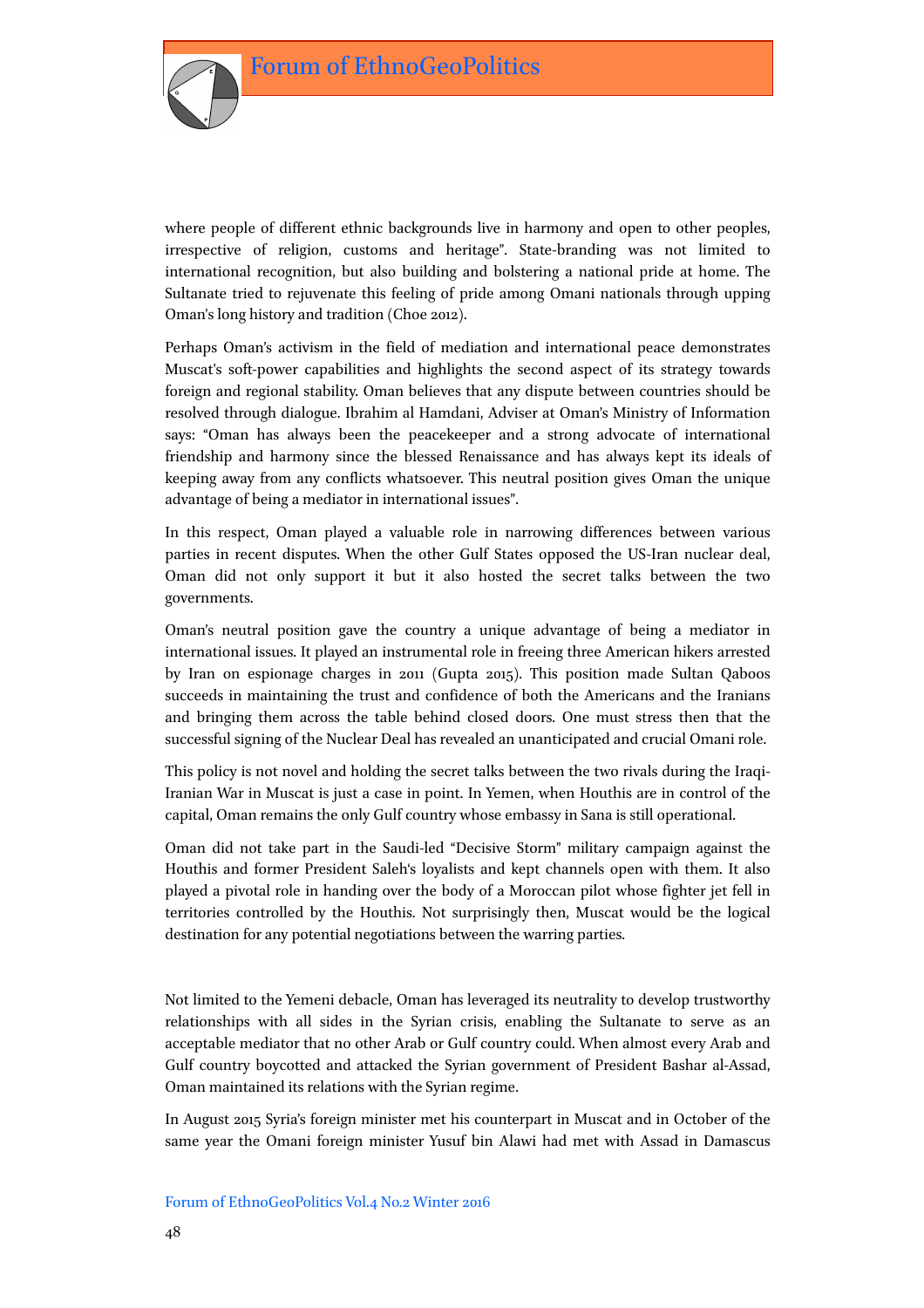where people of different ethnic backgrounds live in harmony and open to other peoples, irrespective of religion, customs and heritage". State-branding was not limited to international recognition, but also building and bolstering a national pride at home. The Sultanate tried to rejuvenate this feeling of pride among Omani nationals through upping Oman's long history and tradition (Choe 2012).

Perhaps Oman's activism in the field of mediation and international peace demonstrates Muscat's soft-power capabilities and highlights the second aspect of its strategy towards foreign and regional stability. Oman believes that any dispute between countries should be resolved through dialogue. Ibrahim al Hamdani, Adviser at Oman's Ministry of Information says: "Oman has always been the peacekeeper and a strong advocate of international friendship and harmony since the blessed Renaissance and has always kept its ideals of keeping away from any conflicts whatsoever. This neutral position gives Oman the unique advantage of being a mediator in international issues".

In this respect, Oman played a valuable role in narrowing differences between various parties in recent disputes. When the other Gulf States opposed the US-Iran nuclear deal, Oman did not only support it but it also hosted the secret talks between the two governments.

Oman's neutral position gave the country a unique advantage of being a mediator in international issues. It played an instrumental role in freeing three American hikers arrested by Iran on espionage charges in 2011 (Gupta 2015). This position made Sultan Qaboos succeeds in maintaining the trust and confidence of both the Americans and the Iranians and bringing them across the table behind closed doors. One must stress then that the successful signing of the Nuclear Deal has revealed an unanticipated and crucial Omani role.

This policy is not novel and holding the secret talks between the two rivals during the Iraqi-Iranian War in Muscat is just a case in point. In Yemen, when Houthis are in control of the capital, Oman remains the only Gulf country whose embassy in Sana is still operational.

Oman did not take part in the Saudi-led "Decisive Storm" military campaign against the Houthis and former President Saleh's loyalists and kept channels open with them. It also played a pivotal role in handing over the body of a Moroccan pilot whose fighter jet fell in territories controlled by the Houthis. Not surprisingly then, Muscat would be the logical destination for any potential negotiations between the warring parties.

Not limited to the Yemeni debacle, Oman has leveraged its neutrality to develop trustworthy relationships with all sides in the Syrian crisis, enabling the Sultanate to serve as an acceptable mediator that no other Arab or Gulf country could. When almost every Arab and Gulf country boycotted and attacked the Syrian government of President Bashar al-Assad, Oman maintained its relations with the Syrian regime.

In August 2015 Syria's foreign minister met his counterpart in Muscat and in October of the same year the Omani foreign minister Yusuf bin Alawi had met with Assad in Damascus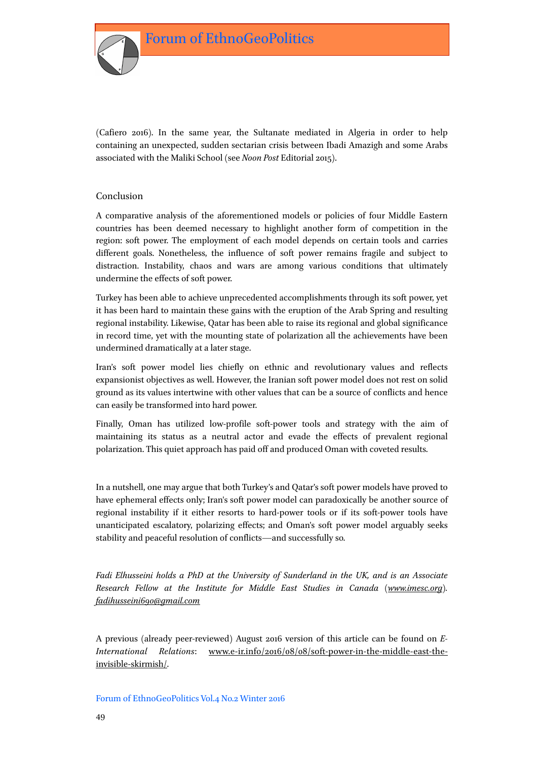(Cafiero 2016). In the same year, the Sultanate mediated in Algeria in order to help containing an unexpected, sudden sectarian crisis between Ibadi Amazigh and some Arabs associated with the Maliki School (see *Noon Post* Editorial 2015).

## Conclusion

A comparative analysis of the aforementioned models or policies of four Middle Eastern countries has been deemed necessary to highlight another form of competition in the region: soft power. The employment of each model depends on certain tools and carries different goals. Nonetheless, the influence of soft power remains fragile and subject to distraction. Instability, chaos and wars are among various conditions that ultimately undermine the effects of soft power.

Turkey has been able to achieve unprecedented accomplishments through its soft power, yet it has been hard to maintain these gains with the eruption of the Arab Spring and resulting regional instability. Likewise, Qatar has been able to raise its regional and global significance in record time, yet with the mounting state of polarization all the achievements have been undermined dramatically at a later stage.

Iran's soft power model lies chiefly on ethnic and revolutionary values and reflects expansionist objectives as well. However, the Iranian soft power model does not rest on solid ground as its values intertwine with other values that can be a source of conflicts and hence can easily be transformed into hard power.

Finally, Oman has utilized low-profile soft-power tools and strategy with the aim of maintaining its status as a neutral actor and evade the effects of prevalent regional polarization. This quiet approach has paid off and produced Oman with coveted results.

In a nutshell, one may argue that both Turkey's and Qatar's soft power models have proved to have ephemeral effects only; Iran's soft power model can paradoxically be another source of regional instability if it either resorts to hard-power tools or if its soft-power tools have unanticipated escalatory, polarizing effects; and Oman's soft power model arguably seeks stability and peaceful resolution of conflicts—and successfully so.

*Fadi Elhusseini holds a PhD at the University of Sunderland in the UK, and is an Associate Research Fellow at the Institute for Middle East Studies in Canada (www.imesc.org). fadihusseini690@gmail.com*

A previous (already peer-reviewed) August 2016 version of this article can be found on *E-International Relations*: www.e-ir.info/2016/08/08/soft-power-in-the-middle-east-the-invisible-skirmish/.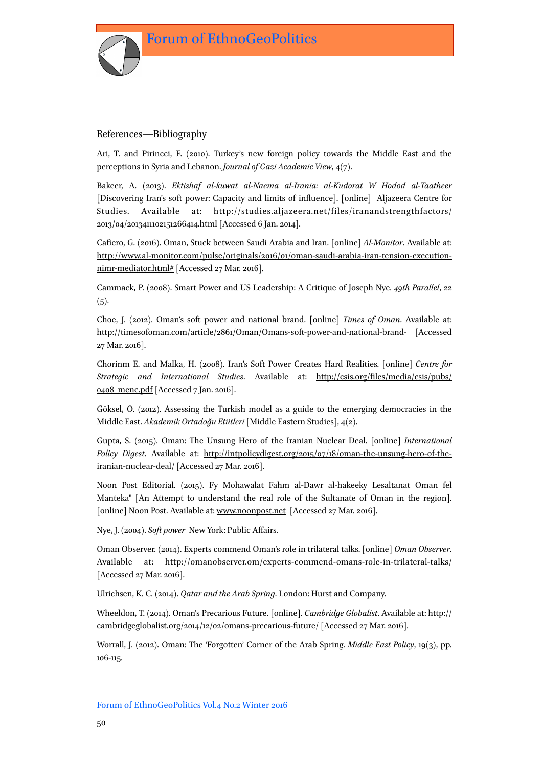## References—Bibliography

Ari, T. and Pirincci, F. (2010). Turkey's new foreign policy towards the Middle East and the perceptions in Syria and Lebanon. *Journal of Gazi Academic View*, 4(7).

Bakeer, A. (2013). *Ektishaf al-kuwat al-Naema al-Irania: al-Kudorat W Hodod al-Taatheer* [Discovering Iran's soft power: Capacity and limits of influence]. [online] Aljazeera Centre for Studies. Available at: http://studies.aljazeera.net/files/iranandstrengthfactors/2013/04/2013411102151266414.html [Accessed 6 Jan. 2014].

Cafiero, G. (2016). Oman, Stuck between Saudi Arabia and Iran. [online] *Al-Monitor*. Available at: http://www.al-monitor.com/pulse/originals/2016/01/oman-saudi-arabia-iran-tension-execution-nimr-mediator.html# [Accessed 27 Mar. 2016].

Cammack, P. (2008). Smart Power and US Leadership: A Critique of Joseph Nye. *49th Parallel*, 22 (5).

Choe, J. (2012). Oman's soft power and national brand. [online] *Times of Oman*. Available at: http://timesofoman.com/article/2861/Oman/Omans-soft-power-and-national-brand- [Accessed 27 Mar. 2016].

Chorinm E. and Malka, H. (2008). Iran's Soft Power Creates Hard Realities. [online] *Centre for Strategic and International Studies*. Available at: http://csis.org/files/media/csis/pubs/0408_menc.pdf [Accessed 7 Jan. 2016].

Göksel, O. (2012). Assessing the Turkish model as a guide to the emerging democracies in the Middle East. *Akademik Ortadoğu Etütleri* [Middle Eastern Studies], 4(2).

Gupta, S. (2015). Oman: The Unsung Hero of the Iranian Nuclear Deal. [online] *International Policy Digest*. Available at: http://intpolicydigest.org/2015/07/18/oman-the-unsung-hero-of-the-iranian-nuclear-deal/ [Accessed 27 Mar. 2016].

Noon Post Editorial. (2015). Fy Mohawalat Fahm al-Dawr al-hakeeky Lesaltanat Oman fel Manteka" [An Attempt to understand the real role of the Sultanate of Oman in the region]. [online] Noon Post. Available at: www.noonpost.net [Accessed 27 Mar. 2016].

Nye, J. (2004). *Soft power* New York: Public Affairs.

Oman Observer. (2014). Experts commend Oman's role in trilateral talks. [online] *Oman Observer*. Available at: http://omanobserver.om/experts-commend-omans-role-in-trilateral-talks/ [Accessed 27 Mar. 2016].

Ulrichsen, K. C. (2014). *Qatar and the Arab Spring*. London: Hurst and Company.

Wheeldon, T. (2014). Oman's Precarious Future. [online]. *Cambridge Globalist*. Available at: http://cambridgeglobalist.org/2014/12/02/omans-precarious-future/ [Accessed 27 Mar. 2016].

Worrall, J. (2012). Oman: The 'Forgotten' Corner of the Arab Spring. *Middle East Policy*, 19(3), pp. 106-115.